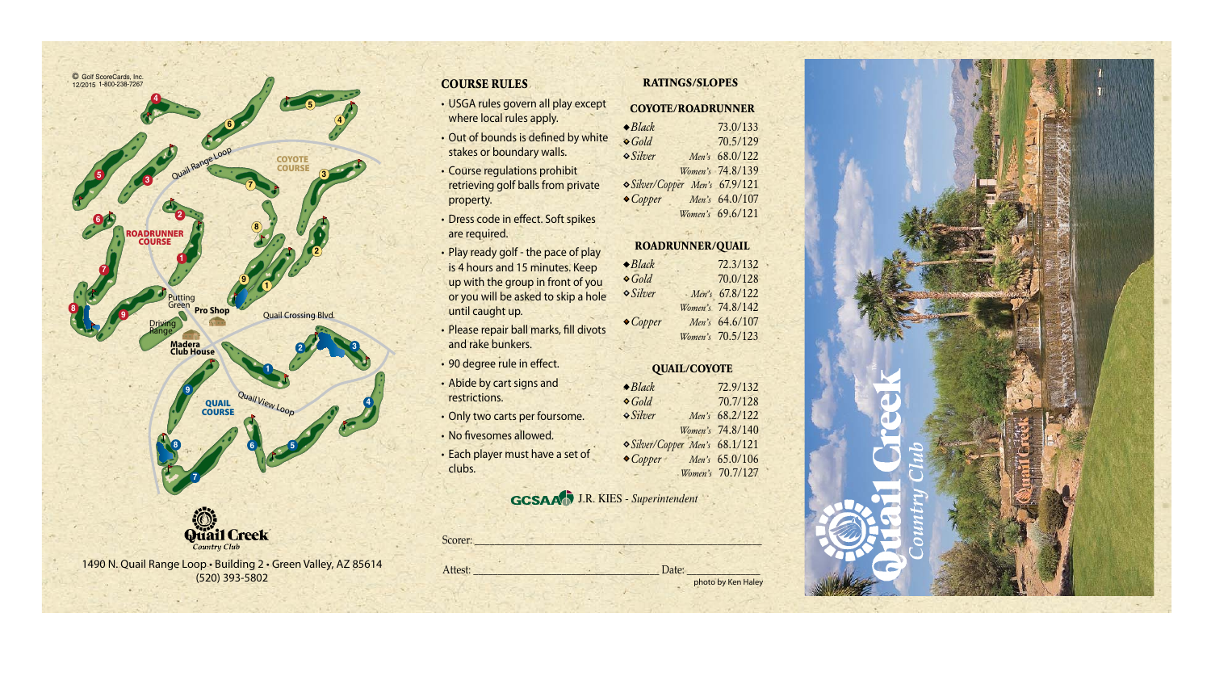© Golf ScoreCards, Inc.
12/2015 1-800-238-7267

**Quail Creek** *Country Club*

1490 N. Quail Range Loop • Building 2 • Green Valley, AZ 85614
(520) 393-5802

## COURSE RULES

- USGA rules govern all play except where local rules apply.
- Out of bounds is defined by white stakes or boundary walls.
- Course regulations prohibit retrieving golf balls from private property.
- Dress code in effect. Soft spikes are required.
- Play ready golf - the pace of play is 4 hours and 15 minutes. Keep up with the group in front of you or you will be asked to skip a hole until caught up.
- Please repair ball marks, fill divots and rake bunkers.
- 90 degree rule in effect.
- Abide by cart signs and restrictions.
- Only two carts per foursome.
- No fivesomes allowed.
- Each player must have a set of clubs.

## RATINGS/SLOPES

### COYOTE/ROADRUNNER

| Tee | | Rating/Slope |
|---|---|---|
| ◆ *Black* | | 73.0/133 |
| ◆ *Gold* | | 70.5/129 |
| ◆ *Silver* | *Men's* | 68.0/122 |
| | *Women's* | 74.8/139 |
| ◆ *Silver/Copper* | *Men's* | 67.9/121 |
| ◆ *Copper* | *Men's* | 64.0/107 |
| | *Women's* | 69.6/121 |

### ROADRUNNER/QUAIL

| Tee | | Rating/Slope |
|---|---|---|
| ◆ *Black* | | 72.3/132 |
| ◆ *Gold* | | 70.0/128 |
| ◆ *Silver* | *Men's* | 67.8/122 |
| | *Women's* | 74.8/142 |
| ◆ *Copper* | *Men's* | 64.6/107 |
| | *Women's* | 70.5/123 |

### QUAIL/COYOTE

| Tee | | Rating/Slope |
|---|---|---|
| ◆ *Black* | | 72.9/132 |
| ◆ *Gold* | | 70.7/128 |
| ◆ *Silver* | *Men's* | 68.2/122 |
| | *Women's* | 74.8/140 |
| ◆ *Silver/Copper* | *Men's* | 68.1/121 |
| ◆ *Copper* | *Men's* | 65.0/106 |
| | *Women's* | 70.7/127 |

GCSAA J.R. KIES - *Superintendent*

Scorer: ______________________________

Attest: ______________________ Date: __________

photo by Ken Haley

**Quail Creek** *Country Club*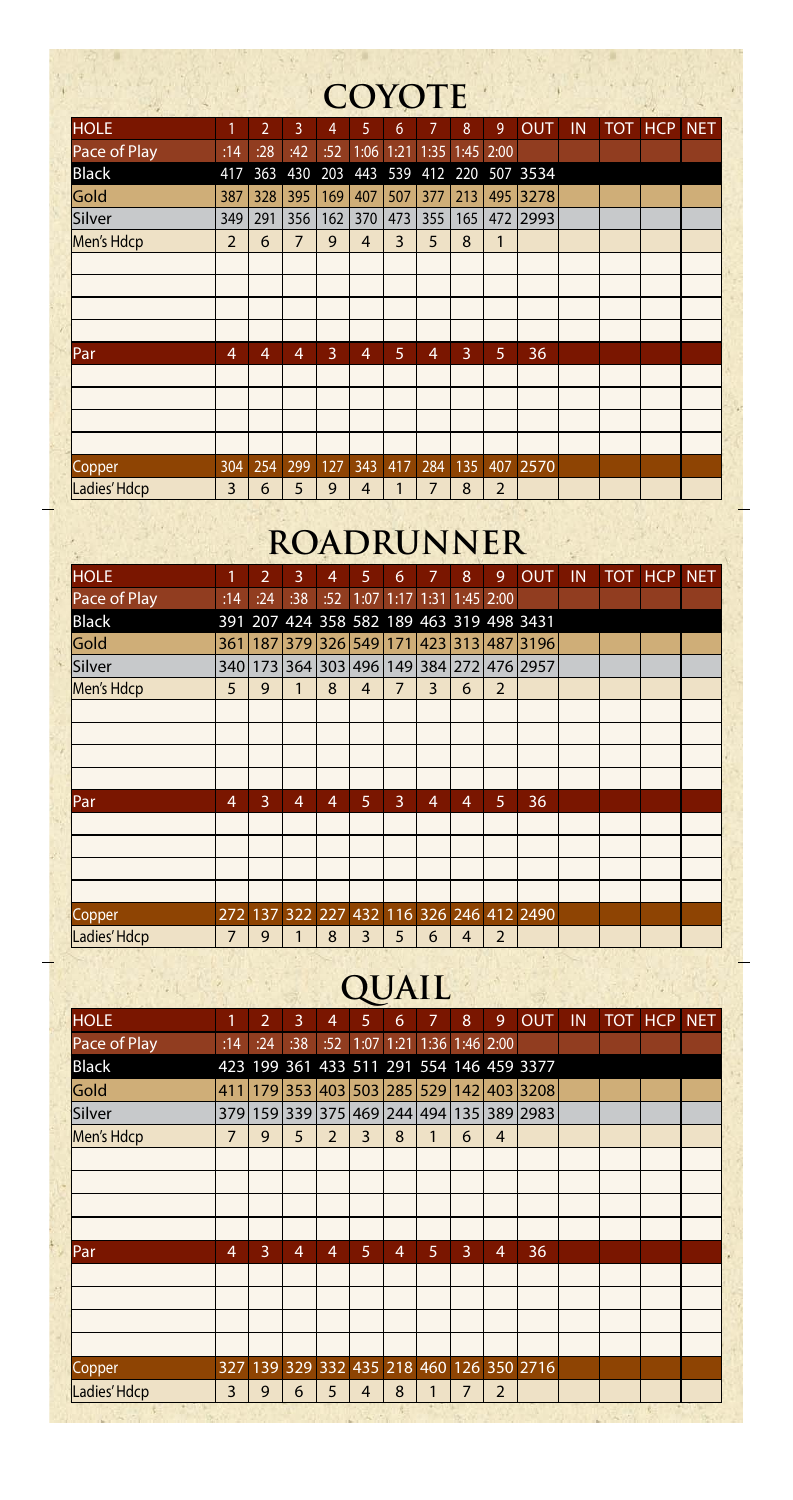# COYOTE

| HOLE | 1 | 2 | 3 | 4 | 5 | 6 | 7 | 8 | 9 | OUT | IN | TOT | HCP | NET |
|---|---|---|---|---|---|---|---|---|---|---|---|---|---|---|
| Pace of Play | :14 | :28 | :42 | :52 | 1:06 | 1:21 | 1:35 | 1:45 | 2:00 | | | | | |
| Black | 417 | 363 | 430 | 203 | 443 | 539 | 412 | 220 | 507 | 3534 | | | | |
| Gold | 387 | 328 | 395 | 169 | 407 | 507 | 377 | 213 | 495 | 3278 | | | | |
| Silver | 349 | 291 | 356 | 162 | 370 | 473 | 355 | 165 | 472 | 2993 | | | | |
| Men's Hdcp | 2 | 6 | 7 | 9 | 4 | 3 | 5 | 8 | 1 | | | | | |
| | | | | | | | | | | | | | | |
| | | | | | | | | | | | | | | |
| | | | | | | | | | | | | | | |
| | | | | | | | | | | | | | | |
| Par | 4 | 4 | 4 | 3 | 4 | 5 | 4 | 3 | 5 | 36 | | | | |
| | | | | | | | | | | | | | | |
| | | | | | | | | | | | | | | |
| | | | | | | | | | | | | | | |
| | | | | | | | | | | | | | | |
| Copper | 304 | 254 | 299 | 127 | 343 | 417 | 284 | 135 | 407 | 2570 | | | | |
| Ladies' Hdcp | 3 | 6 | 5 | 9 | 4 | 1 | 7 | 8 | 2 | | | | | |

# ROADRUNNER

| HOLE | 1 | 2 | 3 | 4 | 5 | 6 | 7 | 8 | 9 | OUT | IN | TOT | HCP | NET |
|---|---|---|---|---|---|---|---|---|---|---|---|---|---|---|
| Pace of Play | :14 | :24 | :38 | :52 | 1:07 | 1:17 | 1:31 | 1:45 | 2:00 | | | | | |
| Black | 391 | 207 | 424 | 358 | 582 | 189 | 463 | 319 | 498 | 3431 | | | | |
| Gold | 361 | 187 | 379 | 326 | 549 | 171 | 423 | 313 | 487 | 3196 | | | | |
| Silver | 340 | 173 | 364 | 303 | 496 | 149 | 384 | 272 | 476 | 2957 | | | | |
| Men's Hdcp | 5 | 9 | 1 | 8 | 4 | 7 | 3 | 6 | 2 | | | | | |
| | | | | | | | | | | | | | | |
| | | | | | | | | | | | | | | |
| | | | | | | | | | | | | | | |
| | | | | | | | | | | | | | | |
| Par | 4 | 3 | 4 | 4 | 5 | 3 | 4 | 4 | 5 | 36 | | | | |
| | | | | | | | | | | | | | | |
| | | | | | | | | | | | | | | |
| | | | | | | | | | | | | | | |
| | | | | | | | | | | | | | | |
| Copper | 272 | 137 | 322 | 227 | 432 | 116 | 326 | 246 | 412 | 2490 | | | | |
| Ladies' Hdcp | 7 | 9 | 1 | 8 | 3 | 5 | 6 | 4 | 2 | | | | | |

# QUAIL

| HOLE | 1 | 2 | 3 | 4 | 5 | 6 | 7 | 8 | 9 | OUT | IN | TOT | HCP | NET |
|---|---|---|---|---|---|---|---|---|---|---|---|---|---|---|
| Pace of Play | :14 | :24 | :38 | :52 | 1:07 | 1:21 | 1:36 | 1:46 | 2:00 | | | | | |
| Black | 423 | 199 | 361 | 433 | 511 | 291 | 554 | 146 | 459 | 3377 | | | | |
| Gold | 411 | 179 | 353 | 403 | 503 | 285 | 529 | 142 | 403 | 3208 | | | | |
| Silver | 379 | 159 | 339 | 375 | 469 | 244 | 494 | 135 | 389 | 2983 | | | | |
| Men's Hdcp | 7 | 9 | 5 | 2 | 3 | 8 | 1 | 6 | 4 | | | | | |
| | | | | | | | | | | | | | | |
| | | | | | | | | | | | | | | |
| | | | | | | | | | | | | | | |
| | | | | | | | | | | | | | | |
| Par | 4 | 3 | 4 | 4 | 5 | 4 | 5 | 3 | 4 | 36 | | | | |
| | | | | | | | | | | | | | | |
| | | | | | | | | | | | | | | |
| | | | | | | | | | | | | | | |
| | | | | | | | | | | | | | | |
| Copper | 327 | 139 | 329 | 332 | 435 | 218 | 460 | 126 | 350 | 2716 | | | | |
| Ladies' Hdcp | 3 | 9 | 6 | 5 | 4 | 8 | 1 | 7 | 2 | | | | | |